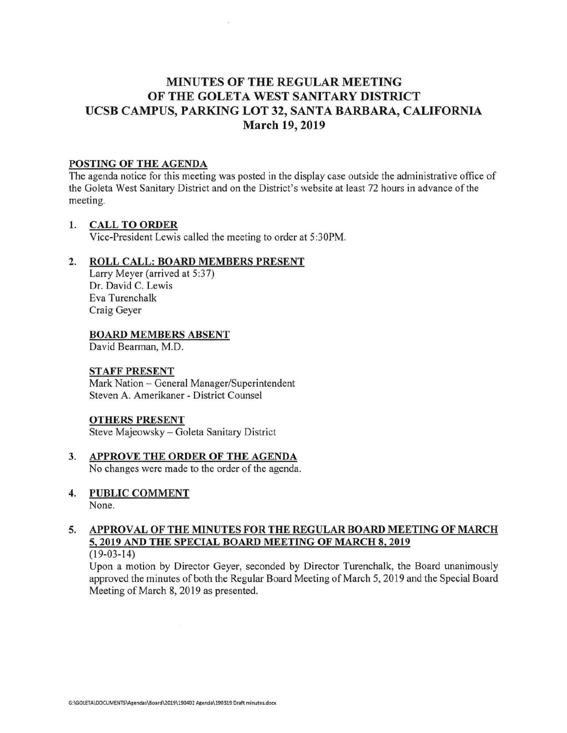# MINUTES OF THE REGULAR MEETING OF THE GOLETA WEST SANITARY DISTRICT UCSB CAMPUS, PARKING LOT 32, SANTA BARBARA, CALIFORNIA March 19, 2019

## POSTING OF THE AGENDA

The agenda notice for this meeting was posted in the display case outside the administrative office of the Goleta West Sanitary District and on the District's website at least 72 hours in advance of the meeting.

## 1. CALL TO ORDER

Vice-President Lewis called the meeting to order at 5:30PM.

## 2. ROLL CALL: BOARD MEMBERS PRESENT

Larry Meyer (arrived at 5:37)
Dr. David C. Lewis
Eva Turenchalk
Craig Geyer

### BOARD MEMBERS ABSENT

David Bearman, M.D.

### STAFF PRESENT

Mark Nation – General Manager/Superintendent
Steven A. Amerikaner - District Counsel

### OTHERS PRESENT

Steve Majeowsky – Goleta Sanitary District

## 3. APPROVE THE ORDER OF THE AGENDA

No changes were made to the order of the agenda.

## 4. PUBLIC COMMENT

None.

## 5. APPROVAL OF THE MINUTES FOR THE REGULAR BOARD MEETING OF MARCH 5, 2019 AND THE SPECIAL BOARD MEETING OF MARCH 8, 2019

(19-03-14)

Upon a motion by Director Geyer, seconded by Director Turenchalk, the Board unanimously approved the minutes of both the Regular Board Meeting of March 5, 2019 and the Special Board Meeting of March 8, 2019 as presented.

G:\GOLETA\DOCUMENTS\Agendas\Board\2019\190402 Agenda\190319 Draft minutes.docx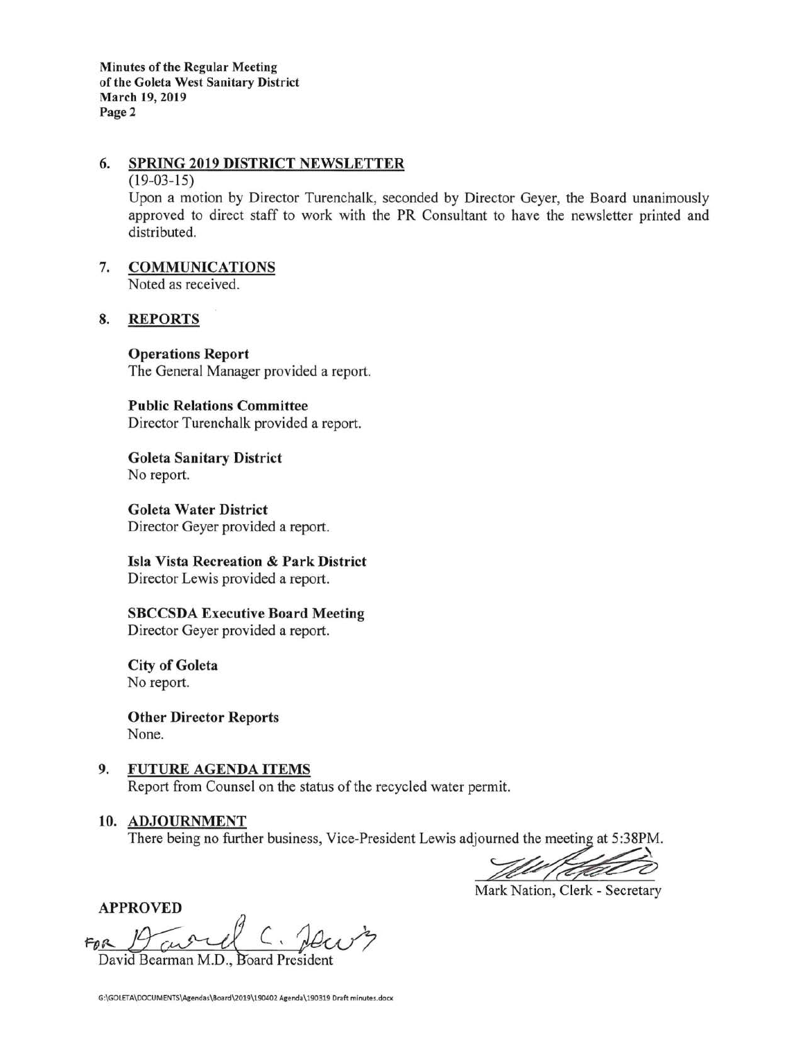## 6. SPRING 2019 DISTRICT NEWSLETTER

(19-03-15)

Upon a motion by Director Turenchalk, seconded by Director Geyer, the Board unanimously approved to direct staff to work with the PR Consultant to have the newsletter printed and distributed.

## 7. COMMUNICATIONS

Noted as received.

## 8. REPORTS

**Operations Report**
The General Manager provided a report.

**Public Relations Committee**
Director Turenchalk provided a report.

**Goleta Sanitary District**
No report.

**Goleta Water District**
Director Geyer provided a report.

**Isla Vista Recreation & Park District**
Director Lewis provided a report.

**SBCCSDA Executive Board Meeting**
Director Geyer provided a report.

**City of Goleta**
No report.

**Other Director Reports**
None.

## 9. FUTURE AGENDA ITEMS

Report from Counsel on the status of the recycled water permit.

## 10. ADJOURNMENT

There being no further business, Vice-President Lewis adjourned the meeting at 5:38PM.

Mark Nation, Clerk - Secretary

**APPROVED**

FOR David C. Lewis

David Bearman M.D., Board President

G:\GOLETA\DOCUMENTS\Agendas\Board\2019\190402 Agenda\190319 Draft minutes.docx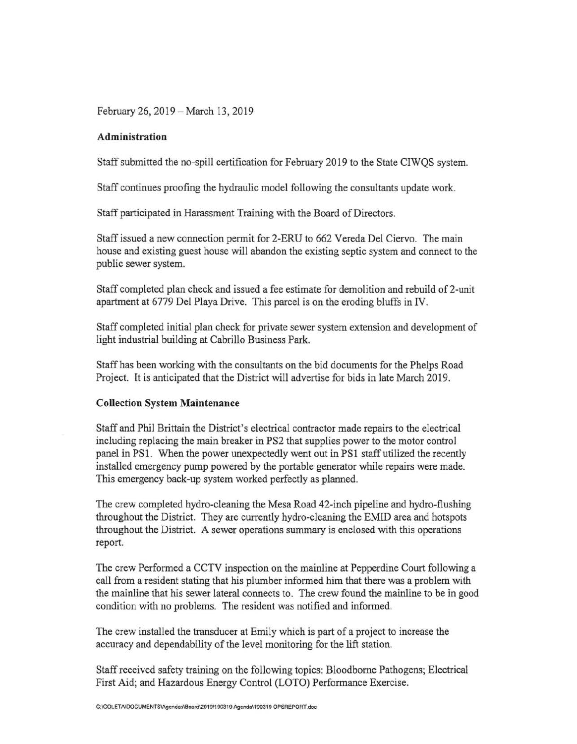February 26, 2019 – March 13, 2019

**Administration**

Staff submitted the no-spill certification for February 2019 to the State CIWQS system.

Staff continues proofing the hydraulic model following the consultants update work.

Staff participated in Harassment Training with the Board of Directors.

Staff issued a new connection permit for 2-ERU to 662 Vereda Del Ciervo. The main house and existing guest house will abandon the existing septic system and connect to the public sewer system.

Staff completed plan check and issued a fee estimate for demolition and rebuild of 2-unit apartment at 6779 Del Playa Drive. This parcel is on the eroding bluffs in IV.

Staff completed initial plan check for private sewer system extension and development of light industrial building at Cabrillo Business Park.

Staff has been working with the consultants on the bid documents for the Phelps Road Project. It is anticipated that the District will advertise for bids in late March 2019.

**Collection System Maintenance**

Staff and Phil Brittain the District's electrical contractor made repairs to the electrical including replacing the main breaker in PS2 that supplies power to the motor control panel in PS1. When the power unexpectedly went out in PS1 staff utilized the recently installed emergency pump powered by the portable generator while repairs were made. This emergency back-up system worked perfectly as planned.

The crew completed hydro-cleaning the Mesa Road 42-inch pipeline and hydro-flushing throughout the District. They are currently hydro-cleaning the EMID area and hotspots throughout the District. A sewer operations summary is enclosed with this operations report.

The crew Performed a CCTV inspection on the mainline at Pepperdine Court following a call from a resident stating that his plumber informed him that there was a problem with the mainline that his sewer lateral connects to. The crew found the mainline to be in good condition with no problems. The resident was notified and informed.

The crew installed the transducer at Emily which is part of a project to increase the accuracy and dependability of the level monitoring for the lift station.

Staff received safety training on the following topics: Bloodborne Pathogens; Electrical First Aid; and Hazardous Energy Control (LOTO) Performance Exercise.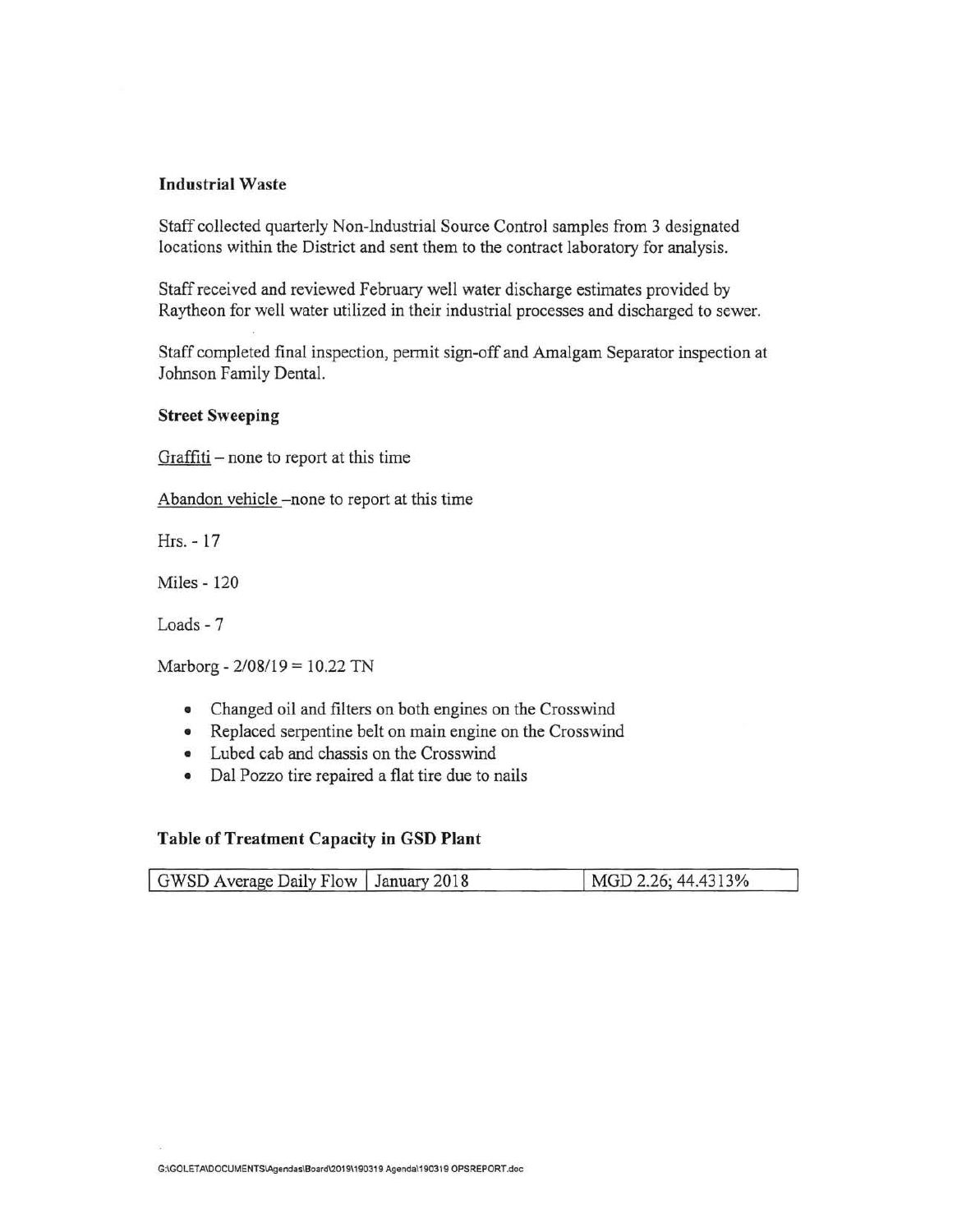**Industrial Waste**

Staff collected quarterly Non-Industrial Source Control samples from 3 designated locations within the District and sent them to the contract laboratory for analysis.

Staff received and reviewed February well water discharge estimates provided by Raytheon for well water utilized in their industrial processes and discharged to sewer.

Staff completed final inspection, permit sign-off and Amalgam Separator inspection at Johnson Family Dental.

**Street Sweeping**

Graffiti – none to report at this time

Abandon vehicle –none to report at this time

Hrs. - 17

Miles - 120

Loads - 7

Marborg - 2/08/19 = 10.22 TN

- Changed oil and filters on both engines on the Crosswind
- Replaced serpentine belt on main engine on the Crosswind
- Lubed cab and chassis on the Crosswind
- Dal Pozzo tire repaired a flat tire due to nails

**Table of Treatment Capacity in GSD Plant**

| GWSD Average Daily Flow | January 2018 | MGD 2.26; 44.4313% |
|---|---|---|

G:\GOLETA\DOCUMENTS\Agendas\Board\2019\190319 Agenda\190319 OPSREPORT.doc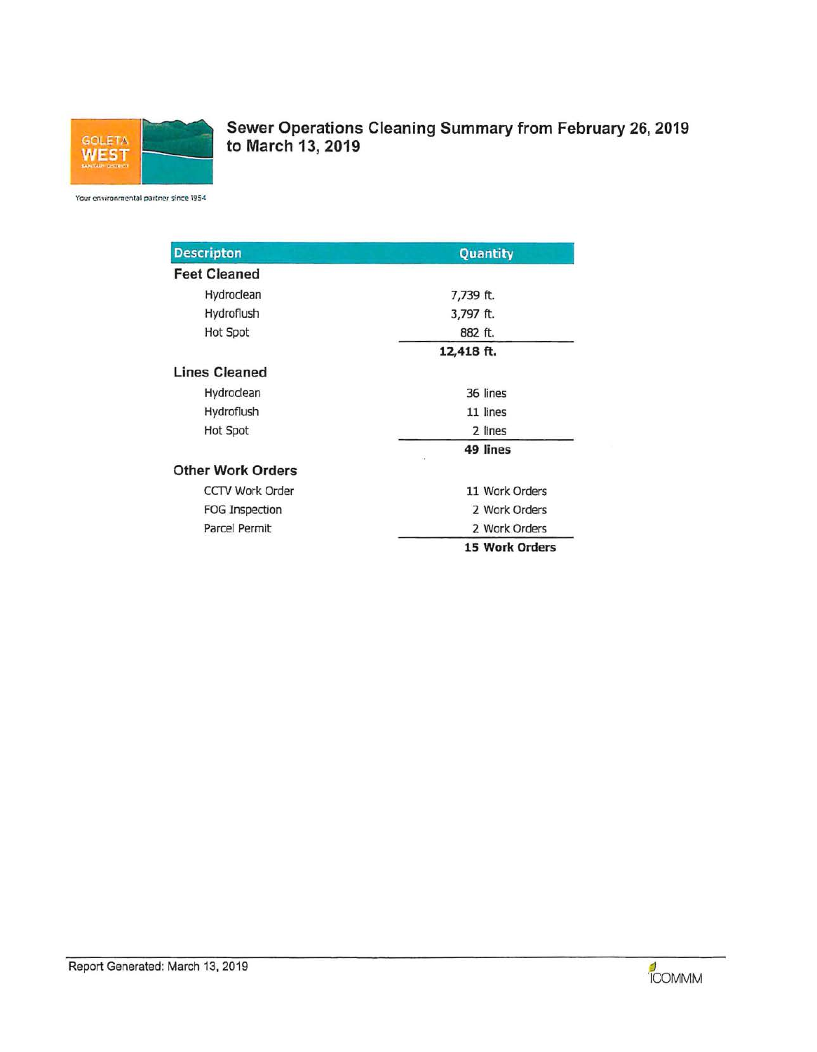GOLETA WEST SANITARY DISTRICT

Your environmental partner since 1954

# Sewer Operations Cleaning Summary from February 26, 2019 to March 13, 2019

| Descripton | Quantity |
|---|---|
| **Feet Cleaned** | |
| Hydroclean | 7,739 ft. |
| Hydroflush | 3,797 ft. |
| Hot Spot | 882 ft. |
| | **12,418 ft.** |
| **Lines Cleaned** | |
| Hydroclean | 36 lines |
| Hydroflush | 11 lines |
| Hot Spot | 2 lines |
| | **49 lines** |
| **Other Work Orders** | |
| CCTV Work Order | 11 Work Orders |
| FOG Inspection | 2 Work Orders |
| Parcel Permit | 2 Work Orders |
| | **15 Work Orders** |

Report Generated: March 13, 2019

ICOMMM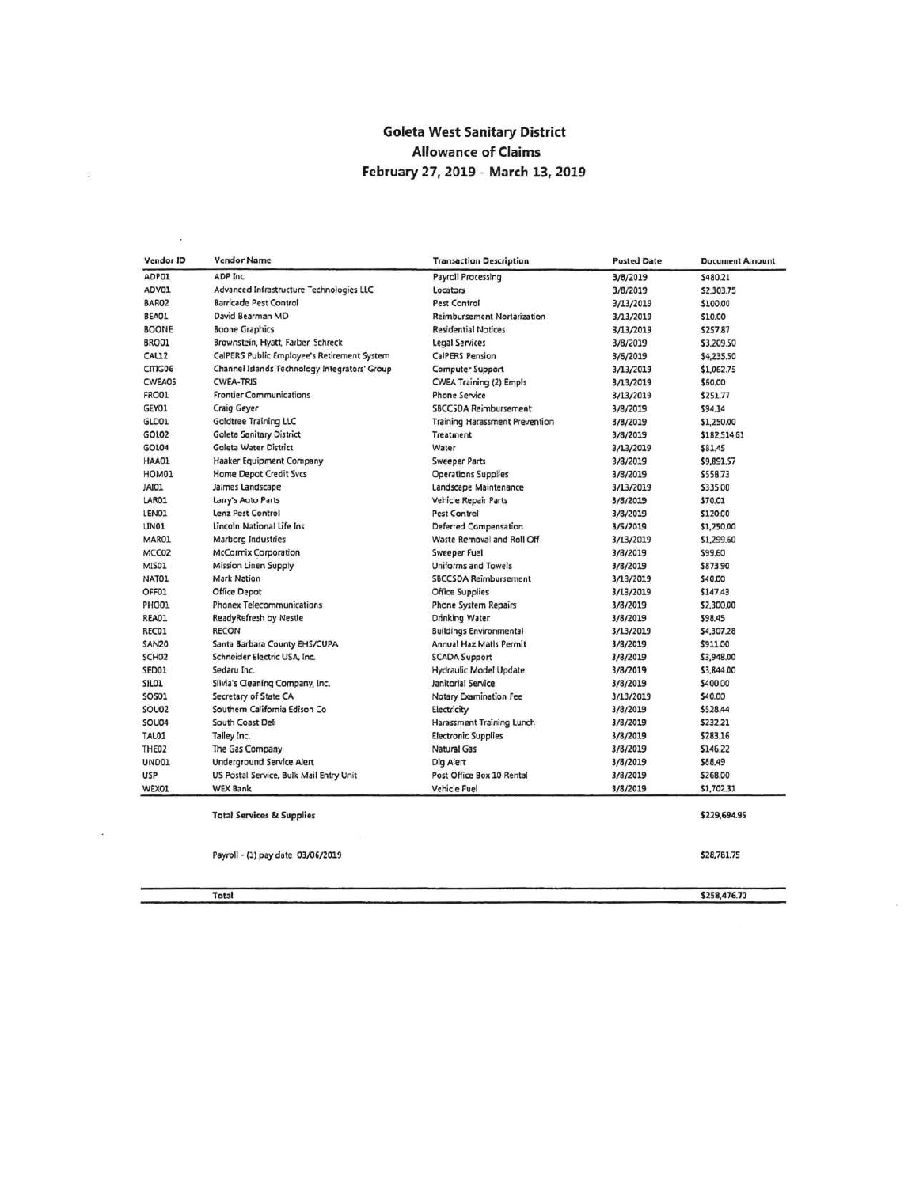# Goleta West Sanitary District
## Allowance of Claims
### February 27, 2019 - March 13, 2019

| Vendor ID | Vendor Name | Transaction Description | Posted Date | Document Amount |
|---|---|---|---|---|
| ADP01 | ADP Inc | Payroll Processing | 3/8/2019 | $480.21 |
| ADV01 | Advanced Infrastructure Technologies LLC | Locators | 3/8/2019 | $2,303.75 |
| BAR02 | Barricade Pest Control | Pest Control | 3/13/2019 | $100.00 |
| BEA01 | David Bearman MD | Reimbursement Notarization | 3/13/2019 | $10.00 |
| BOONE | Boone Graphics | Residential Notices | 3/13/2019 | $257.87 |
| BRO01 | Brownstein, Hyatt, Farber, Schreck | Legal Services | 3/8/2019 | $3,209.50 |
| CAL12 | CalPERS Public Employee's Retirement System | CalPERS Pension | 3/6/2019 | $4,235.50 |
| CITIG06 | Channel Islands Technology Integrators' Group | Computer Support | 3/13/2019 | $1,062.75 |
| CWEA05 | CWEA-TRIS | CWEA Training (2) Empls | 3/13/2019 | $60.00 |
| FRO01 | Frontier Communications | Phone Service | 3/13/2019 | $251.77 |
| GEY01 | Craig Geyer | SBCCSDA Reimbursement | 3/8/2019 | $94.14 |
| GLD01 | Goldtree Training LLC | Training Harassment Prevention | 3/8/2019 | $1,250.00 |
| GOL02 | Goleta Sanitary District | Treatment | 3/8/2019 | $182,514.61 |
| GOL04 | Goleta Water District | Water | 3/13/2019 | $81.45 |
| HAA01 | Haaker Equipment Company | Sweeper Parts | 3/8/2019 | $9,891.57 |
| HOM01 | Home Depot Credit Svcs | Operations Supplies | 3/8/2019 | $558.73 |
| JAI01 | Jaimes Landscape | Landscape Maintenance | 3/13/2019 | $335.00 |
| LAR01 | Larry's Auto Parts | Vehicle Repair Parts | 3/8/2019 | $70.01 |
| LEN01 | Lenz Pest Control | Pest Control | 3/8/2019 | $120.00 |
| LIN01 | Lincoln National Life Ins | Deferred Compensation | 3/5/2019 | $1,250.00 |
| MAR01 | Marborg Industries | Waste Removal and Roll Off | 3/13/2019 | $1,299.60 |
| MCC02 | McCormix Corporation | Sweeper Fuel | 3/8/2019 | $99.60 |
| MIS01 | Mission Linen Supply | Uniforms and Towels | 3/8/2019 | $873.90 |
| NAT01 | Mark Nation | SBCCSDA Reimbursement | 3/13/2019 | $40.00 |
| OFF01 | Office Depot | Office Supplies | 3/13/2019 | $147.43 |
| PHO01 | Phonex Telecommunications | Phone System Repairs | 3/8/2019 | $2,300.00 |
| REA01 | ReadyRefresh by Nestle | Drinking Water | 3/8/2019 | $98.45 |
| REC01 | RECON | Buildings Environmental | 3/13/2019 | $4,307.28 |
| SAN20 | Santa Barbara County EHS/CUPA | Annual Haz Matls Permit | 3/8/2019 | $911.00 |
| SCH02 | Schneider Electric USA, Inc. | SCADA Support | 3/8/2019 | $3,948.00 |
| SED01 | Sedaru Inc. | Hydraulic Model Update | 3/8/2019 | $3,844.00 |
| SIL01 | Silvia's Cleaning Company, Inc. | Janitorial Service | 3/8/2019 | $400.00 |
| SOS01 | Secretary of State CA | Notary Examination Fee | 3/13/2019 | $40.00 |
| SOU02 | Southern California Edison Co | Electricity | 3/8/2019 | $528.44 |
| SOU04 | South Coast Deli | Harassment Training Lunch | 3/8/2019 | $232.21 |
| TAL01 | Talley Inc. | Electronic Supplies | 3/8/2019 | $283.16 |
| THE02 | The Gas Company | Natural Gas | 3/8/2019 | $146.22 |
| UND01 | Underground Service Alert | Dig Alert | 3/8/2019 | $88.49 |
| USP | US Postal Service, Bulk Mail Entry Unit | Post Office Box 10 Rental | 3/8/2019 | $268.00 |
| WEX01 | WEX Bank | Vehicle Fuel | 3/8/2019 | $1,702.31 |
| | **Total Services & Supplies** | | | $229,694.95 |
| | Payroll - (1) pay date 03/06/2019 | | | $28,781.75 |
| | **Total** | | | $258,476.70 |